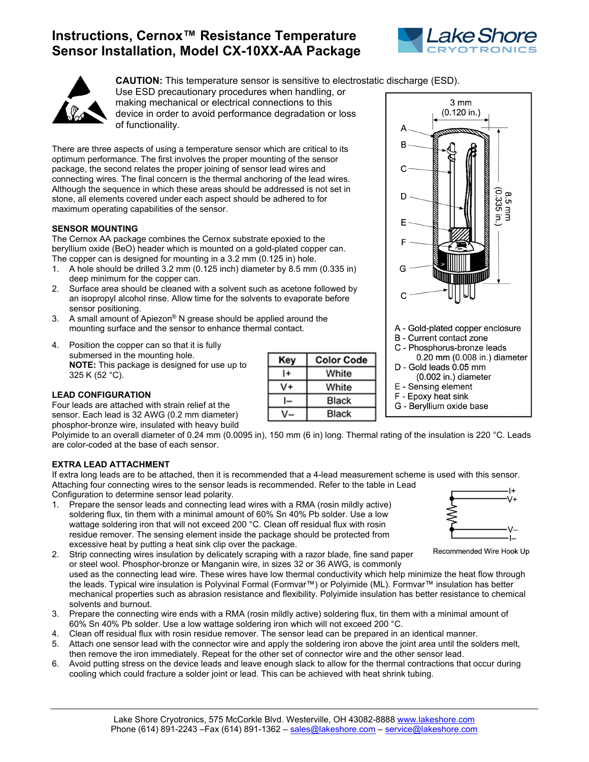# Instructions, Cernox™ Resistance Temperature Sensor Installation, Model CX-10XX-AA Package

**CAUTION:** This temperature sensor is sensitive to electrostatic discharge (ESD). Use ESD precautionary procedures when handling, or making mechanical or electrical connections to this device in order to avoid performance degradation or loss of functionality.

There are three aspects of using a temperature sensor which are critical to its optimum performance. The first involves the proper mounting of the sensor package, the second relates the proper joining of sensor lead wires and connecting wires. The final concern is the thermal anchoring of the lead wires. Although the sequence in which these areas should be addressed is not set in stone, all elements covered under each aspect should be adhered to for maximum operating capabilities of the sensor.

3 mm (0.120 in.)

8.5 mm (0.335 in.)

- A - Gold-plated copper enclosure
- B - Current contact zone
- C - Phosphorus-bronze leads 0.20 mm (0.008 in.) diameter
- D - Gold leads 0.05 mm (0.002 in.) diameter
- E - Sensing element
- F - Epoxy heat sink
- G - Beryllium oxide base

### SENSOR MOUNTING

The Cernox AA package combines the Cernox substrate epoxied to the beryllium oxide (BeO) header which is mounted on a gold-plated copper can. The copper can is designed for mounting in a 3.2 mm (0.125 in) hole.

1. A hole should be drilled 3.2 mm (0.125 inch) diameter by 8.5 mm (0.335 in) deep minimum for the copper can.
2. Surface area should be cleaned with a solvent such as acetone followed by an isopropyl alcohol rinse. Allow time for the solvents to evaporate before sensor positioning.
3. A small amount of Apiezon® N grease should be applied around the mounting surface and the sensor to enhance thermal contact.
4. Position the copper can so that it is fully submersed in the mounting hole.
   **NOTE:** This package is designed for use up to 325 K (52 °C).

### LEAD CONFIGURATION

| Key | Color Code |
|---|---|
| I+ | White |
| V+ | White |
| I– | Black |
| V– | Black |

Four leads are attached with strain relief at the sensor. Each lead is 32 AWG (0.2 mm diameter) phosphor-bronze wire, insulated with heavy build Polyimide to an overall diameter of 0.24 mm (0.0095 in), 150 mm (6 in) long. Thermal rating of the insulation is 220 °C. Leads are color-coded at the base of each sensor.

### EXTRA LEAD ATTACHMENT

If extra long leads are to be attached, then it is recommended that a 4-lead measurement scheme is used with this sensor. Attaching four connecting wires to the sensor leads is recommended. Refer to the table in Lead Configuration to determine sensor lead polarity.

I+ V+ V– I–

Recommended Wire Hook Up

1. Prepare the sensor leads and connecting lead wires with a RMA (rosin mildly active) soldering flux, tin them with a minimal amount of 60% Sn 40% Pb solder. Use a low wattage soldering iron that will not exceed 200 °C. Clean off residual flux with rosin residue remover. The sensing element inside the package should be protected from excessive heat by putting a heat sink clip over the package.
2. Strip connecting wires insulation by delicately scraping with a razor blade, fine sand paper or steel wool. Phosphor-bronze or Manganin wire, in sizes 32 or 36 AWG, is commonly used as the connecting lead wire. These wires have low thermal conductivity which help minimize the heat flow through the leads. Typical wire insulation is Polyvinal Formal (Formvar™) or Polyimide (ML). Formvar™ insulation has better mechanical properties such as abrasion resistance and flexibility. Polyimide insulation has better resistance to chemical solvents and burnout.
3. Prepare the connecting wire ends with a RMA (rosin mildly active) soldering flux, tin them with a minimal amount of 60% Sn 40% Pb solder. Use a low wattage soldering iron which will not exceed 200 °C.
4. Clean off residual flux with rosin residue remover. The sensor lead can be prepared in an identical manner.
5. Attach one sensor lead with the connector wire and apply the soldering iron above the joint area until the solders melt, then remove the iron immediately. Repeat for the other set of connector wire and the other sensor lead.
6. Avoid putting stress on the device leads and leave enough slack to allow for the thermal contractions that occur during cooling which could fracture a solder joint or lead. This can be achieved with heat shrink tubing.

Lake Shore Cryotronics, 575 McCorkle Blvd. Westerville, OH 43082-8888 www.lakeshore.com
Phone (614) 891-2243 –Fax (614) 891-1362 – sales@lakeshore.com – service@lakeshore.com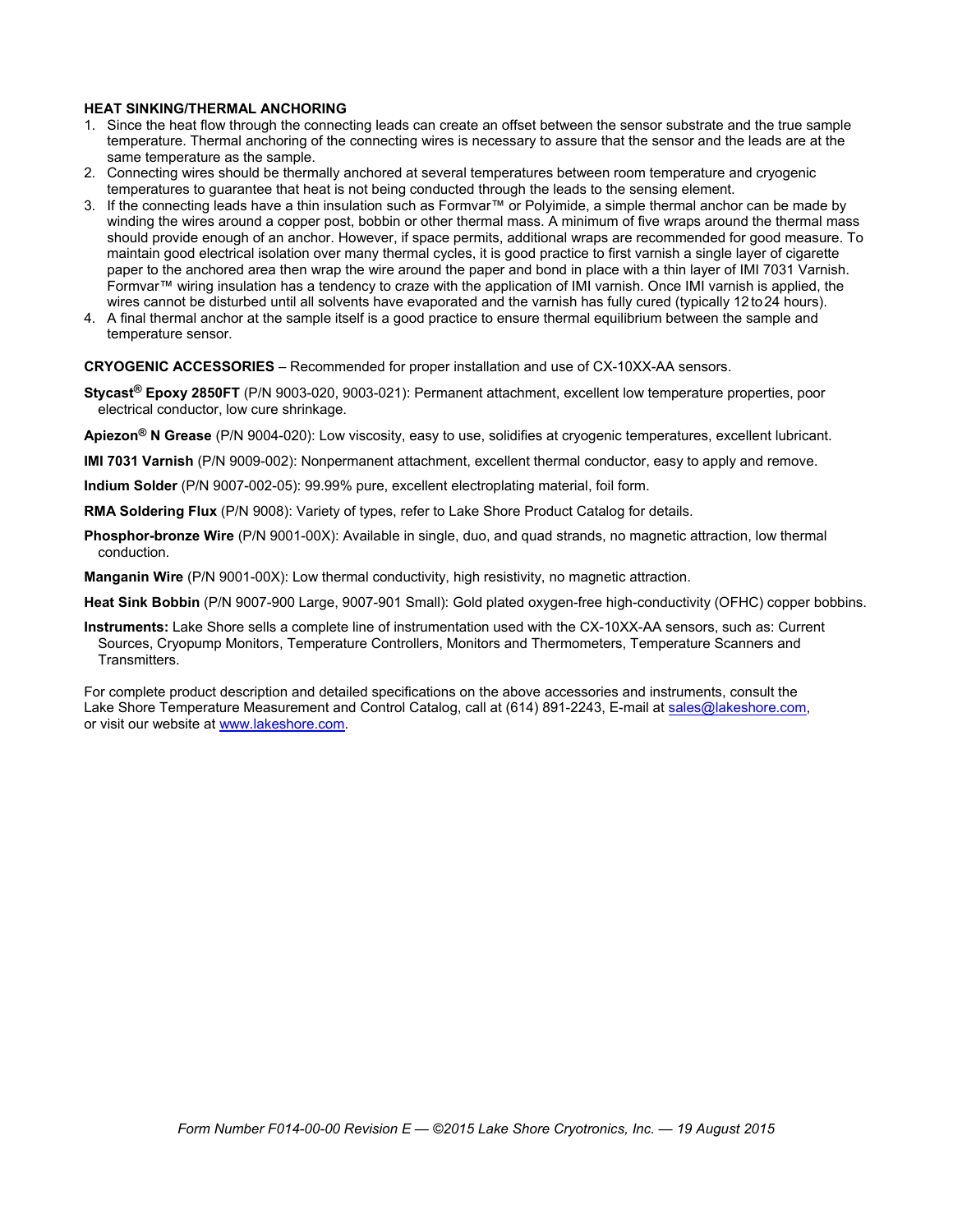## HEAT SINKING/THERMAL ANCHORING

1. Since the heat flow through the connecting leads can create an offset between the sensor substrate and the true sample temperature. Thermal anchoring of the connecting wires is necessary to assure that the sensor and the leads are at the same temperature as the sample.
2. Connecting wires should be thermally anchored at several temperatures between room temperature and cryogenic temperatures to guarantee that heat is not being conducted through the leads to the sensing element.
3. If the connecting leads have a thin insulation such as Formvar™ or Polyimide, a simple thermal anchor can be made by winding the wires around a copper post, bobbin or other thermal mass. A minimum of five wraps around the thermal mass should provide enough of an anchor. However, if space permits, additional wraps are recommended for good measure. To maintain good electrical isolation over many thermal cycles, it is good practice to first varnish a single layer of cigarette paper to the anchored area then wrap the wire around the paper and bond in place with a thin layer of IMI 7031 Varnish. Formvar™ wiring insulation has a tendency to craze with the application of IMI varnish. Once IMI varnish is applied, the wires cannot be disturbed until all solvents have evaporated and the varnish has fully cured (typically 12 to 24 hours).
4. A final thermal anchor at the sample itself is a good practice to ensure thermal equilibrium between the sample and temperature sensor.

**CRYOGENIC ACCESSORIES** – Recommended for proper installation and use of CX-10XX-AA sensors.

**Stycast® Epoxy 2850FT** (P/N 9003-020, 9003-021): Permanent attachment, excellent low temperature properties, poor electrical conductor, low cure shrinkage.

**Apiezon® N Grease** (P/N 9004-020): Low viscosity, easy to use, solidifies at cryogenic temperatures, excellent lubricant.

**IMI 7031 Varnish** (P/N 9009-002): Nonpermanent attachment, excellent thermal conductor, easy to apply and remove.

**Indium Solder** (P/N 9007-002-05): 99.99% pure, excellent electroplating material, foil form.

**RMA Soldering Flux** (P/N 9008): Variety of types, refer to Lake Shore Product Catalog for details.

**Phosphor-bronze Wire** (P/N 9001-00X): Available in single, duo, and quad strands, no magnetic attraction, low thermal conduction.

**Manganin Wire** (P/N 9001-00X): Low thermal conductivity, high resistivity, no magnetic attraction.

**Heat Sink Bobbin** (P/N 9007-900 Large, 9007-901 Small): Gold plated oxygen-free high-conductivity (OFHC) copper bobbins.

**Instruments:** Lake Shore sells a complete line of instrumentation used with the CX-10XX-AA sensors, such as: Current Sources, Cryopump Monitors, Temperature Controllers, Monitors and Thermometers, Temperature Scanners and Transmitters.

For complete product description and detailed specifications on the above accessories and instruments, consult the Lake Shore Temperature Measurement and Control Catalog, call at (614) 891-2243, E-mail at sales@lakeshore.com, or visit our website at www.lakeshore.com.

*Form Number F014-00-00 Revision E — ©2015 Lake Shore Cryotronics, Inc. — 19 August 2015*